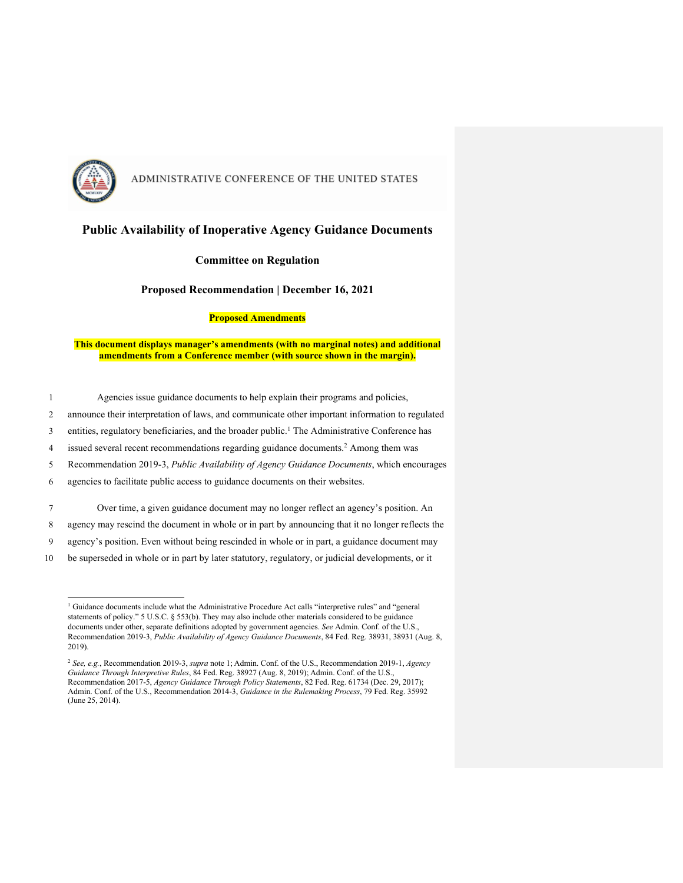ADMINISTRATIVE CONFERENCE OF THE UNITED STATES

# Public Availability of Inoperative Agency Guidance Documents

**Committee on Regulation**

**Proposed Recommendation | December 16, 2021**

**Proposed Amendments**

**This document displays manager's amendments (with no marginal notes) and additional amendments from a Conference member (with source shown in the margin).**

Agencies issue guidance documents to help explain their programs and policies, announce their interpretation of laws, and communicate other important information to regulated entities, regulatory beneficiaries, and the broader public.[1] The Administrative Conference has issued several recent recommendations regarding guidance documents.[2] Among them was Recommendation 2019-3, *Public Availability of Agency Guidance Documents*, which encourages agencies to facilitate public access to guidance documents on their websites.

Over time, a given guidance document may no longer reflect an agency's position. An agency may rescind the document in whole or in part by announcing that it no longer reflects the agency's position. Even without being rescinded in whole or in part, a guidance document may be superseded in whole or in part by later statutory, regulatory, or judicial developments, or it

---

[1] Guidance documents include what the Administrative Procedure Act calls "interpretive rules" and "general statements of policy." 5 U.S.C. § 553(b). They may also include other materials considered to be guidance documents under other, separate definitions adopted by government agencies. *See* Admin. Conf. of the U.S., Recommendation 2019-3, *Public Availability of Agency Guidance Documents*, 84 Fed. Reg. 38931, 38931 (Aug. 8, 2019).

[2] *See, e.g.*, Recommendation 2019-3, *supra* note 1; Admin. Conf. of the U.S., Recommendation 2019-1, *Agency Guidance Through Interpretive Rules*, 84 Fed. Reg. 38927 (Aug. 8, 2019); Admin. Conf. of the U.S., Recommendation 2017-5, *Agency Guidance Through Policy Statements*, 82 Fed. Reg. 61734 (Dec. 29, 2017); Admin. Conf. of the U.S., Recommendation 2014-3, *Guidance in the Rulemaking Process*, 79 Fed. Reg. 35992 (June 25, 2014).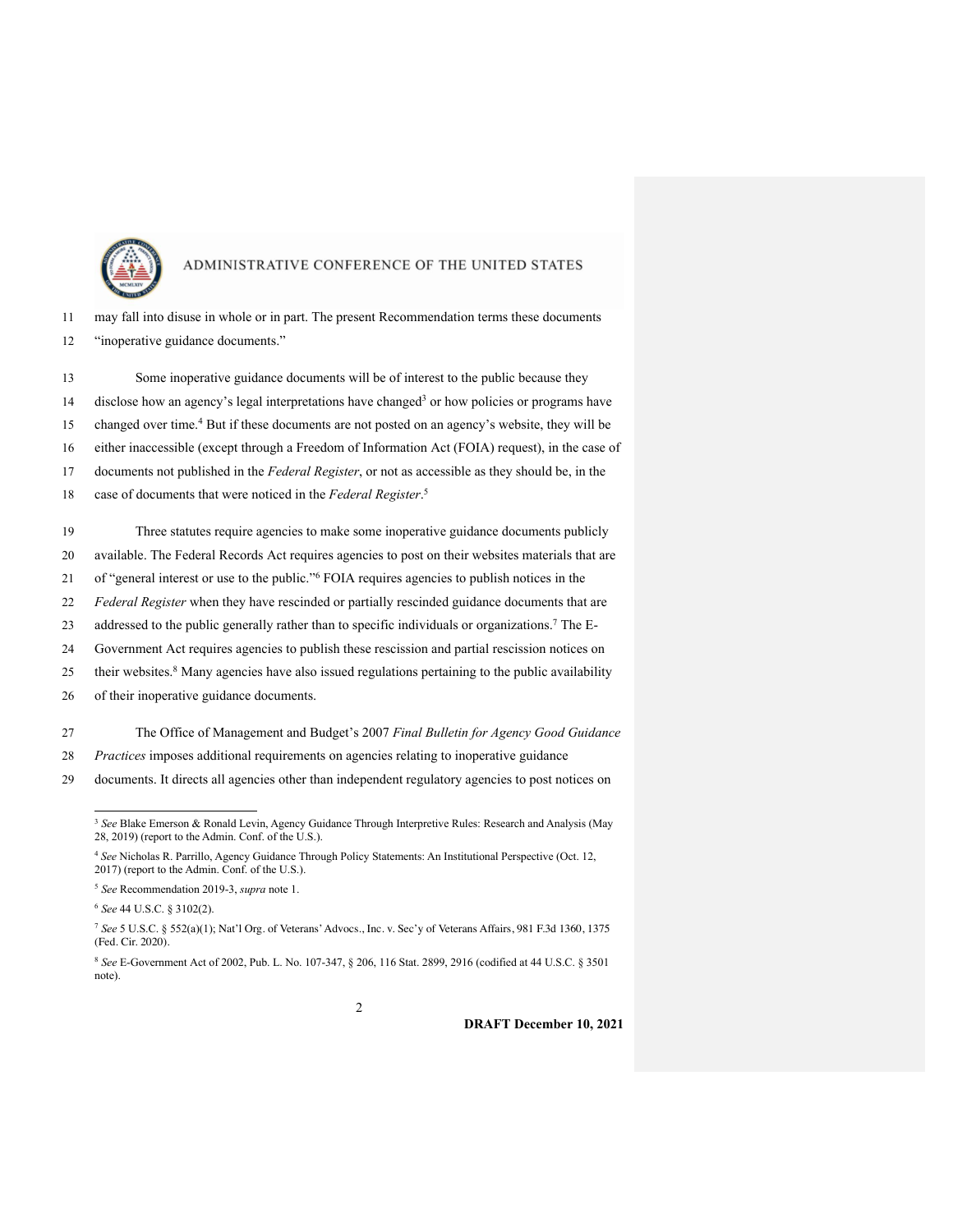may fall into disuse in whole or in part. The present Recommendation terms these documents "inoperative guidance documents."

Some inoperative guidance documents will be of interest to the public because they disclose how an agency's legal interpretations have changed[3] or how policies or programs have changed over time.[4] But if these documents are not posted on an agency's website, they will be either inaccessible (except through a Freedom of Information Act (FOIA) request), in the case of documents not published in the *Federal Register*, or not as accessible as they should be, in the case of documents that were noticed in the *Federal Register*.[5]

Three statutes require agencies to make some inoperative guidance documents publicly available. The Federal Records Act requires agencies to post on their websites materials that are of "general interest or use to the public."[6] FOIA requires agencies to publish notices in the *Federal Register* when they have rescinded or partially rescinded guidance documents that are addressed to the public generally rather than to specific individuals or organizations.[7] The E-Government Act requires agencies to publish these rescission and partial rescission notices on their websites.[8] Many agencies have also issued regulations pertaining to the public availability of their inoperative guidance documents.

The Office of Management and Budget's 2007 *Final Bulletin for Agency Good Guidance Practices* imposes additional requirements on agencies relating to inoperative guidance documents. It directs all agencies other than independent regulatory agencies to post notices on

---

[3] *See* Blake Emerson & Ronald Levin, Agency Guidance Through Interpretive Rules: Research and Analysis (May 28, 2019) (report to the Admin. Conf. of the U.S.).

[4] *See* Nicholas R. Parrillo, Agency Guidance Through Policy Statements: An Institutional Perspective (Oct. 12, 2017) (report to the Admin. Conf. of the U.S.).

[5] *See* Recommendation 2019-3, *supra* note 1.

[6] *See* 44 U.S.C. § 3102(2).

[7] *See* 5 U.S.C. § 552(a)(1); Nat'l Org. of Veterans' Advocs., Inc. v. Sec'y of Veterans Affairs, 981 F.3d 1360, 1375 (Fed. Cir. 2020).

[8] *See* E-Government Act of 2002, Pub. L. No. 107-347, § 206, 116 Stat. 2899, 2916 (codified at 44 U.S.C. § 3501 note).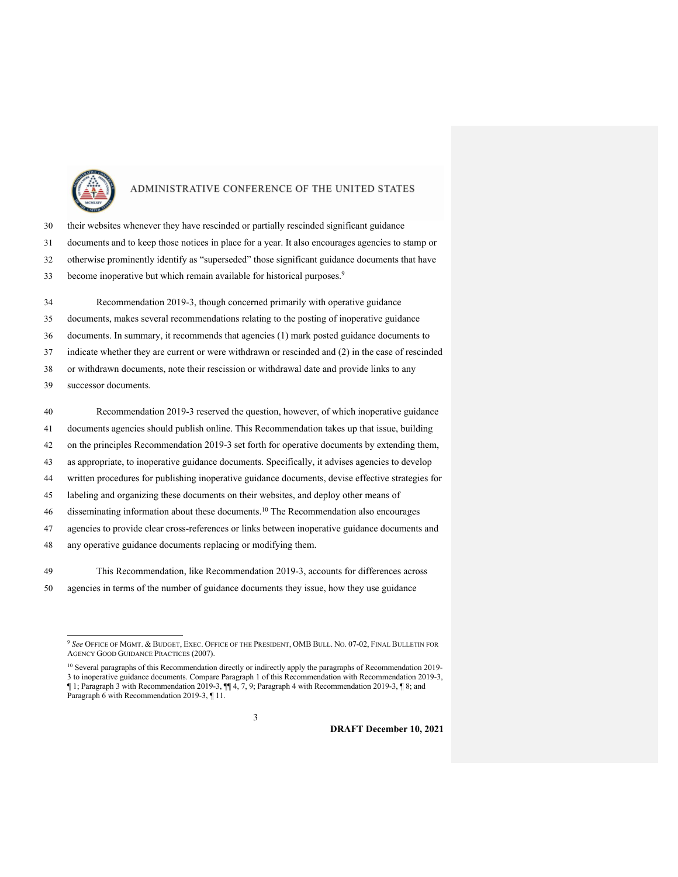their websites whenever they have rescinded or partially rescinded significant guidance documents and to keep those notices in place for a year. It also encourages agencies to stamp or otherwise prominently identify as "superseded" those significant guidance documents that have become inoperative but which remain available for historical purposes.[9]

Recommendation 2019-3, though concerned primarily with operative guidance documents, makes several recommendations relating to the posting of inoperative guidance documents. In summary, it recommends that agencies (1) mark posted guidance documents to indicate whether they are current or were withdrawn or rescinded and (2) in the case of rescinded or withdrawn documents, note their rescission or withdrawal date and provide links to any successor documents.

Recommendation 2019-3 reserved the question, however, of which inoperative guidance documents agencies should publish online. This Recommendation takes up that issue, building on the principles Recommendation 2019-3 set forth for operative documents by extending them, as appropriate, to inoperative guidance documents. Specifically, it advises agencies to develop written procedures for publishing inoperative guidance documents, devise effective strategies for labeling and organizing these documents on their websites, and deploy other means of disseminating information about these documents.[10] The Recommendation also encourages agencies to provide clear cross-references or links between inoperative guidance documents and any operative guidance documents replacing or modifying them.

This Recommendation, like Recommendation 2019-3, accounts for differences across agencies in terms of the number of guidance documents they issue, how they use guidance

---

[9] *See* Office of Mgmt. & Budget, Exec. Office of the President, OMB Bull. No. 07-02, Final Bulletin for Agency Good Guidance Practices (2007).

[10] Several paragraphs of this Recommendation directly or indirectly apply the paragraphs of Recommendation 2019-3 to inoperative guidance documents. Compare Paragraph 1 of this Recommendation with Recommendation 2019-3, ¶ 1; Paragraph 3 with Recommendation 2019-3, ¶¶ 4, 7, 9; Paragraph 4 with Recommendation 2019-3, ¶ 8; and Paragraph 6 with Recommendation 2019-3, ¶ 11.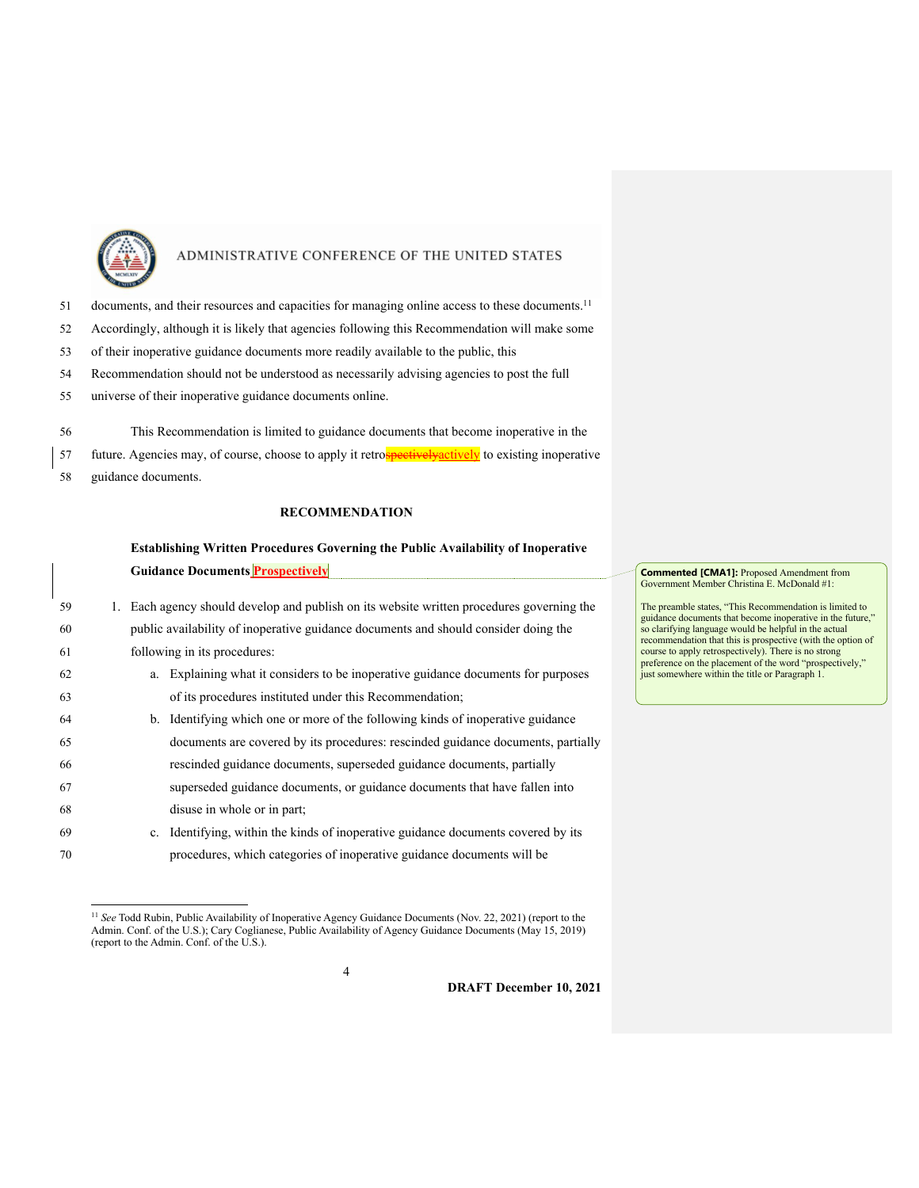documents, and their resources and capacities for managing online access to these documents.[11] Accordingly, although it is likely that agencies following this Recommendation will make some of their inoperative guidance documents more readily available to the public, this Recommendation should not be understood as necessarily advising agencies to post the full universe of their inoperative guidance documents online.

This Recommendation is limited to guidance documents that become inoperative in the future. Agencies may, of course, choose to apply it retro~~spectively~~actively to existing inoperative guidance documents.

**RECOMMENDATION**

**Establishing Written Procedures Governing the Public Availability of Inoperative Guidance Documents Prospectively**

> **Commented [CMA1]:** Proposed Amendment from Government Member Christina E. McDonald #1:
>
> The preamble states, "This Recommendation is limited to guidance documents that become inoperative in the future," so clarifying language would be helpful in the actual recommendation that this is prospective (with the option of course to apply retrospectively). There is no strong preference on the placement of the word "prospectively," just somewhere within the title or Paragraph 1.

1. Each agency should develop and publish on its website written procedures governing the public availability of inoperative guidance documents and should consider doing the following in its procedures:
   a. Explaining what it considers to be inoperative guidance documents for purposes of its procedures instituted under this Recommendation;
   b. Identifying which one or more of the following kinds of inoperative guidance documents are covered by its procedures: rescinded guidance documents, partially rescinded guidance documents, superseded guidance documents, partially superseded guidance documents, or guidance documents that have fallen into disuse in whole or in part;
   c. Identifying, within the kinds of inoperative guidance documents covered by its procedures, which categories of inoperative guidance documents will be

[11] *See* Todd Rubin, Public Availability of Inoperative Agency Guidance Documents (Nov. 22, 2021) (report to the Admin. Conf. of the U.S.); Cary Coglianese, Public Availability of Agency Guidance Documents (May 15, 2019) (report to the Admin. Conf. of the U.S.).

**DRAFT December 10, 2021**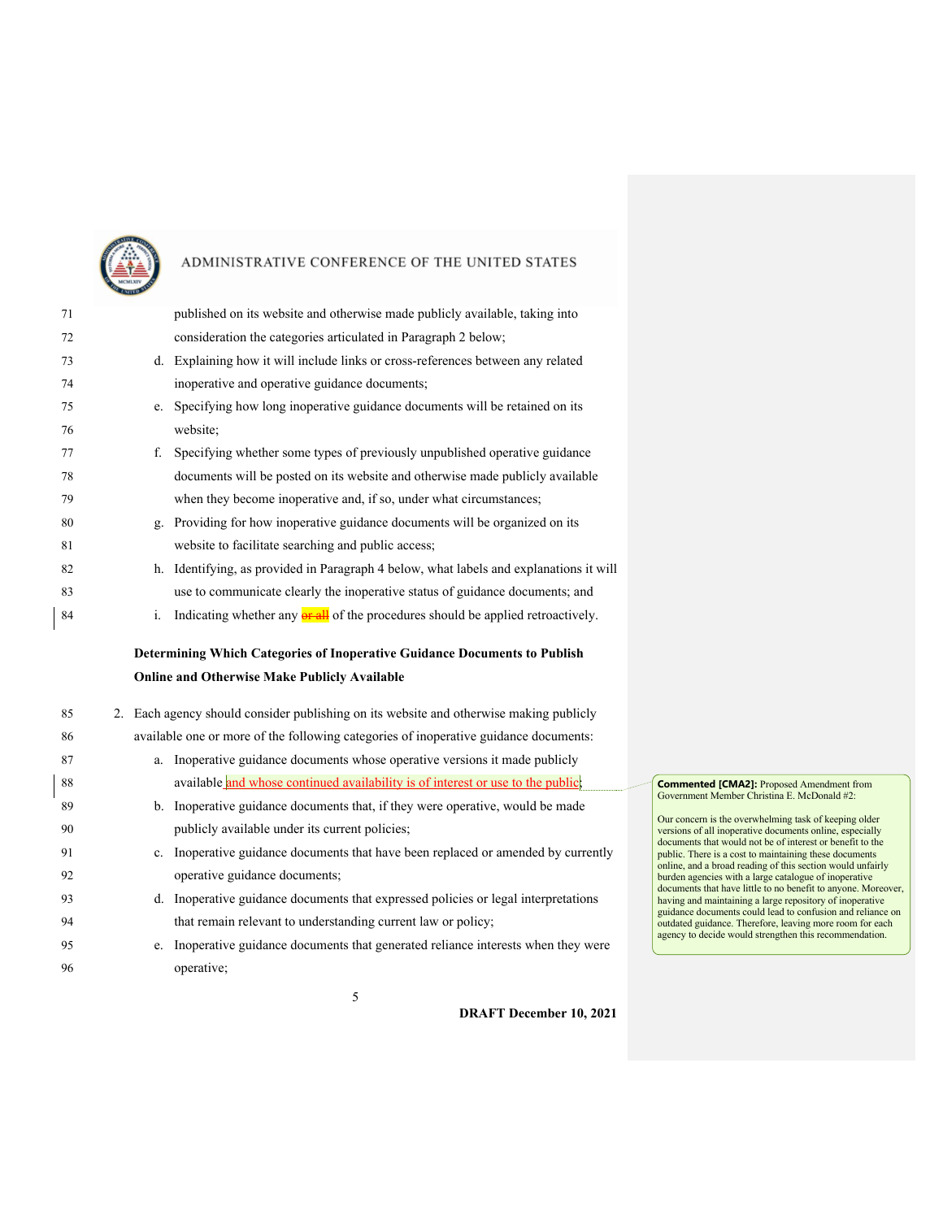published on its website and otherwise made publicly available, taking into consideration the categories articulated in Paragraph 2 below;

d. Explaining how it will include links or cross-references between any related inoperative and operative guidance documents;

e. Specifying how long inoperative guidance documents will be retained on its website;

f. Specifying whether some types of previously unpublished operative guidance documents will be posted on its website and otherwise made publicly available when they become inoperative and, if so, under what circumstances;

g. Providing for how inoperative guidance documents will be organized on its website to facilitate searching and public access;

h. Identifying, as provided in Paragraph 4 below, what labels and explanations it will use to communicate clearly the inoperative status of guidance documents; and

i. Indicating whether any ~~or all~~ of the procedures should be applied retroactively.

**Determining Which Categories of Inoperative Guidance Documents to Publish Online and Otherwise Make Publicly Available**

2. Each agency should consider publishing on its website and otherwise making publicly available one or more of the following categories of inoperative guidance documents:

   a. Inoperative guidance documents whose operative versions it made publicly available and whose continued availability is of interest or use to the public;

   b. Inoperative guidance documents that, if they were operative, would be made publicly available under its current policies;

   c. Inoperative guidance documents that have been replaced or amended by currently operative guidance documents;

   d. Inoperative guidance documents that expressed policies or legal interpretations that remain relevant to understanding current law or policy;

   e. Inoperative guidance documents that generated reliance interests when they were operative;

> **Commented [CMA2]:** Proposed Amendment from Government Member Christina E. McDonald #2:
>
> Our concern is the overwhelming task of keeping older versions of all inoperative documents online, especially documents that would not be of interest or benefit to the public. There is a cost to maintaining these documents online, and a broad reading of this section would unfairly burden agencies with a large catalogue of inoperative documents that have little to no benefit to anyone. Moreover, having and maintaining a large repository of inoperative guidance documents could lead to confusion and reliance on outdated guidance. Therefore, leaving more room for each agency to decide would strengthen this recommendation.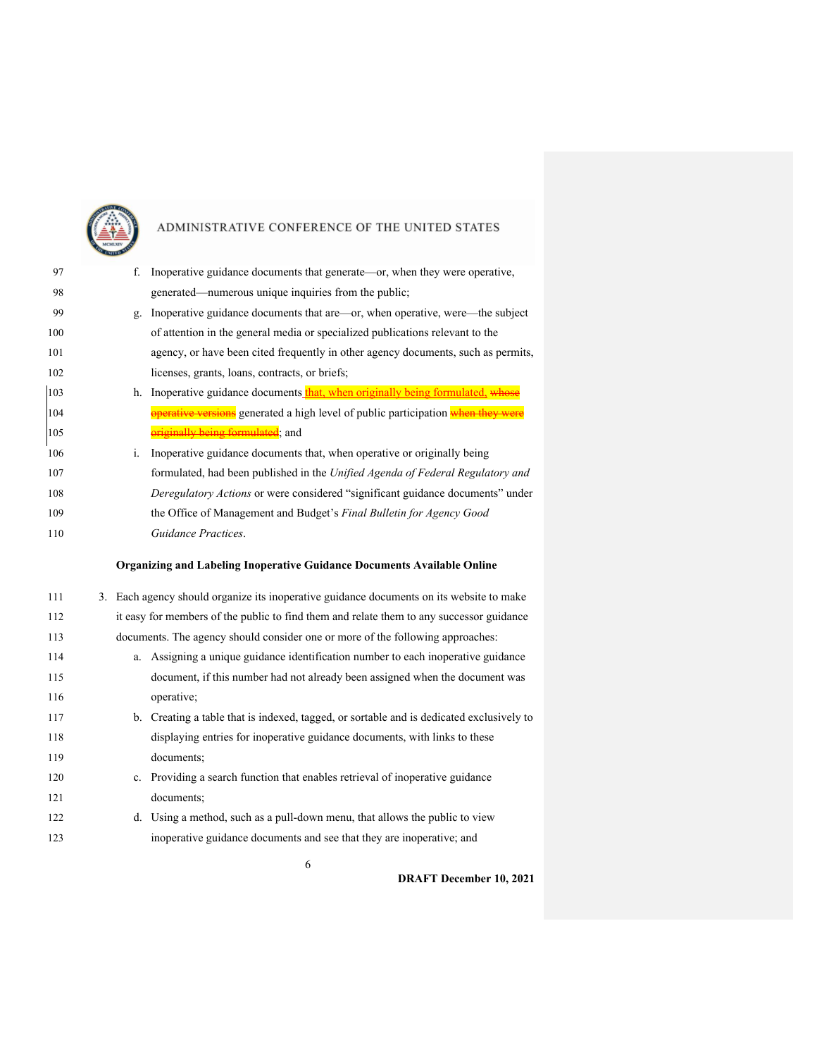f. Inoperative guidance documents that generate—or, when they were operative, generated—numerous unique inquiries from the public;

g. Inoperative guidance documents that are—or, when operative, were—the subject of attention in the general media or specialized publications relevant to the agency, or have been cited frequently in other agency documents, such as permits, licenses, grants, loans, contracts, or briefs;

h. Inoperative guidance documents that, when originally being formulated, ~~whose operative versions~~ generated a high level of public participation ~~when they were originally being formulated~~; and

i. Inoperative guidance documents that, when operative or originally being formulated, had been published in the *Unified Agenda of Federal Regulatory and Deregulatory Actions* or were considered "significant guidance documents" under the Office of Management and Budget's *Final Bulletin for Agency Good Guidance Practices*.

**Organizing and Labeling Inoperative Guidance Documents Available Online**

3. Each agency should organize its inoperative guidance documents on its website to make it easy for members of the public to find them and relate them to any successor guidance documents. The agency should consider one or more of the following approaches:

   a. Assigning a unique guidance identification number to each inoperative guidance document, if this number had not already been assigned when the document was operative;

   b. Creating a table that is indexed, tagged, or sortable and is dedicated exclusively to displaying entries for inoperative guidance documents, with links to these documents;

   c. Providing a search function that enables retrieval of inoperative guidance documents;

   d. Using a method, such as a pull-down menu, that allows the public to view inoperative guidance documents and see that they are inoperative; and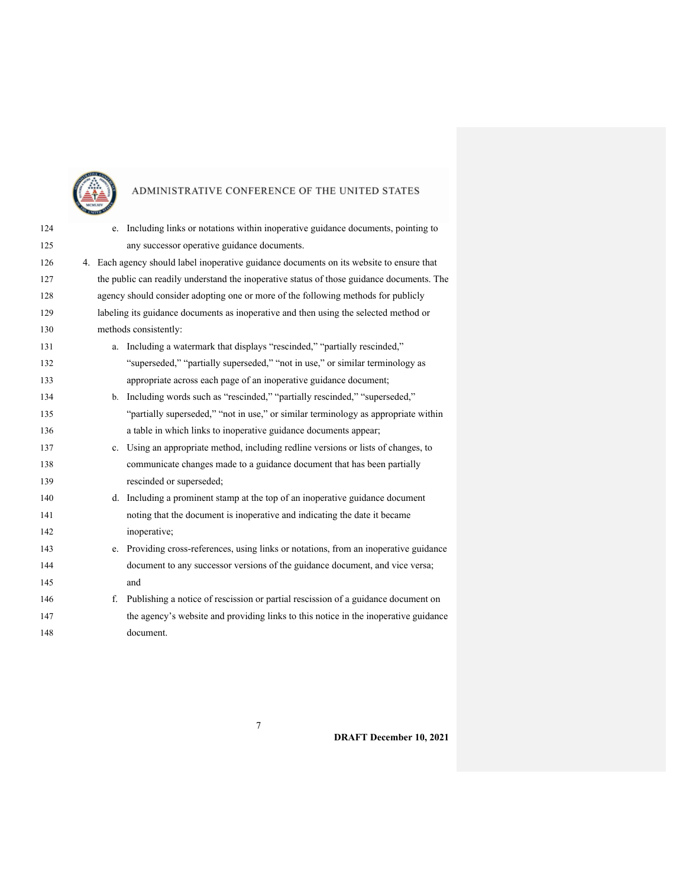e. Including links or notations within inoperative guidance documents, pointing to any successor operative guidance documents.

4. Each agency should label inoperative guidance documents on its website to ensure that the public can readily understand the inoperative status of those guidance documents. The agency should consider adopting one or more of the following methods for publicly labeling its guidance documents as inoperative and then using the selected method or methods consistently:

   a. Including a watermark that displays "rescinded," "partially rescinded," "superseded," "partially superseded," "not in use," or similar terminology as appropriate across each page of an inoperative guidance document;

   b. Including words such as "rescinded," "partially rescinded," "superseded," "partially superseded," "not in use," or similar terminology as appropriate within a table in which links to inoperative guidance documents appear;

   c. Using an appropriate method, including redline versions or lists of changes, to communicate changes made to a guidance document that has been partially rescinded or superseded;

   d. Including a prominent stamp at the top of an inoperative guidance document noting that the document is inoperative and indicating the date it became inoperative;

   e. Providing cross-references, using links or notations, from an inoperative guidance document to any successor versions of the guidance document, and vice versa; and

   f. Publishing a notice of rescission or partial rescission of a guidance document on the agency's website and providing links to this notice in the inoperative guidance document.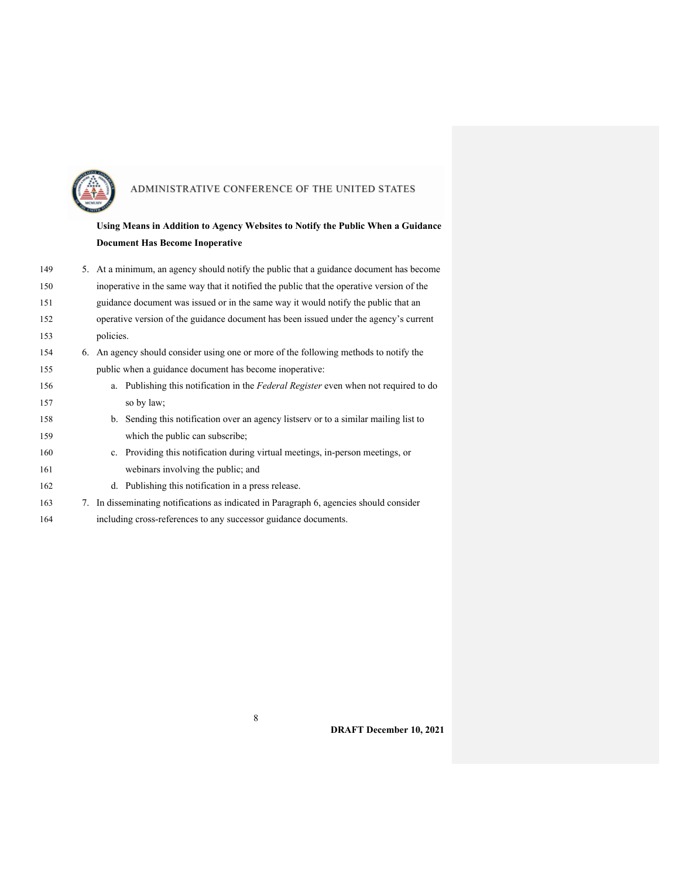**Using Means in Addition to Agency Websites to Notify the Public When a Guidance Document Has Become Inoperative**

5. At a minimum, an agency should notify the public that a guidance document has become inoperative in the same way that it notified the public that the operative version of the guidance document was issued or in the same way it would notify the public that an operative version of the guidance document has been issued under the agency's current policies.
6. An agency should consider using one or more of the following methods to notify the public when a guidance document has become inoperative:
   a. Publishing this notification in the *Federal Register* even when not required to do so by law;
   b. Sending this notification over an agency listserv or to a similar mailing list to which the public can subscribe;
   c. Providing this notification during virtual meetings, in-person meetings, or webinars involving the public; and
   d. Publishing this notification in a press release.
7. In disseminating notifications as indicated in Paragraph 6, agencies should consider including cross-references to any successor guidance documents.